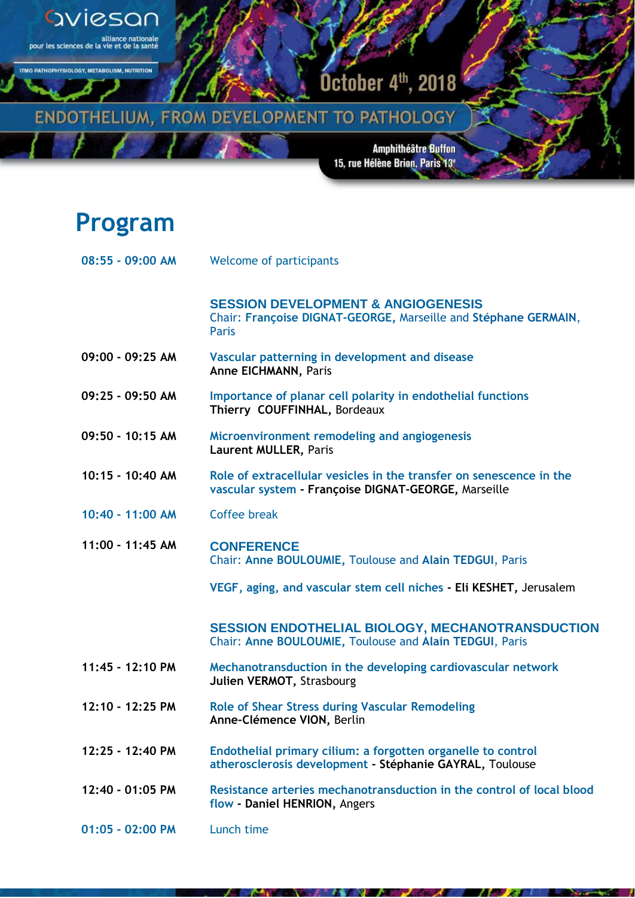aviesan

alliance nationale pour les sciences de la vie et de la santé

ITMO PATHOPHYSIOLOGY, METABOLISM, NUTRITION

October 4th, 2018

# ENDOTHELIUM, FROM DEVELOPMENT TO PATHOLOGY

Amphithéâtre Buffon
15, rue Hélène Brion, Paris 13e

## Program

**08:55 - 09:00 AM** Welcome of participants

### SESSION DEVELOPMENT & ANGIOGENESIS

Chair: **Françoise DIGNAT-GEORGE,** Marseille and **Stéphane GERMAIN**, Paris

**09:00 - 09:25 AM** **Vascular patterning in development and disease**
**Anne EICHMANN,** Paris

**09:25 - 09:50 AM** **Importance of planar cell polarity in endothelial functions**
**Thierry COUFFINHAL,** Bordeaux

**09:50 - 10:15 AM** **Microenvironment remodeling and angiogenesis**
**Laurent MULLER,** Paris

**10:15 - 10:40 AM** **Role of extracellular vesicles in the transfer on senescence in the vascular system** - **Françoise DIGNAT-GEORGE,** Marseille

**10:40 - 11:00 AM** Coffee break

**11:00 - 11:45 AM** **CONFERENCE**
Chair: **Anne BOULOUMIE,** Toulouse and **Alain TEDGUI**, Paris

**VEGF, aging, and vascular stem cell niches** - **Eli KESHET,** Jerusalem

### SESSION ENDOTHELIAL BIOLOGY, MECHANOTRANSDUCTION

Chair: **Anne BOULOUMIE,** Toulouse and **Alain TEDGUI**, Paris

**11:45 - 12:10 PM** **Mechanotransduction in the developing cardiovascular network**
**Julien VERMOT,** Strasbourg

**12:10 - 12:25 PM** **Role of Shear Stress during Vascular Remodeling**
**Anne-Clémence VION,** Berlin

**12:25 - 12:40 PM** **Endothelial primary cilium: a forgotten organelle to control atherosclerosis development** - **Stéphanie GAYRAL,** Toulouse

**12:40 - 01:05 PM** **Resistance arteries mechanotransduction in the control of local blood flow** - **Daniel HENRION,** Angers

**01:05 - 02:00 PM** Lunch time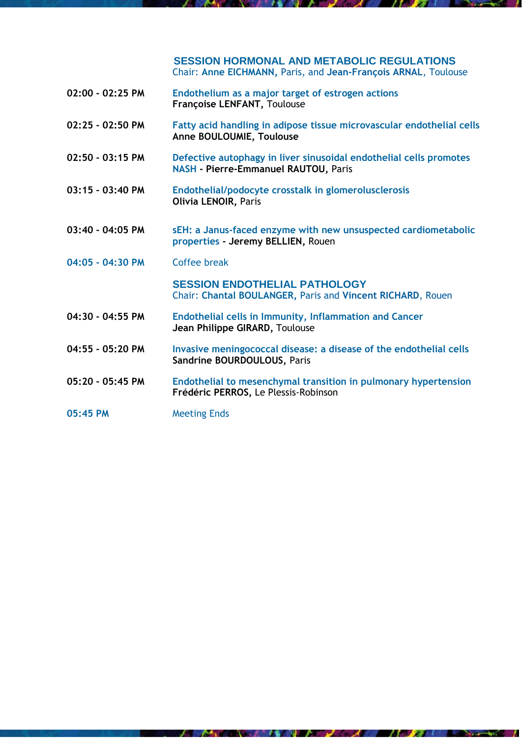## SESSION HORMONAL AND METABOLIC REGULATIONS

Chair: **Anne EICHMANN,** Paris, and **Jean-François ARNAL**, Toulouse

**02:00 - 02:25 PM** **Endothelium as a major target of estrogen actions**
**Françoise LENFANT,** Toulouse

**02:25 - 02:50 PM** **Fatty acid handling in adipose tissue microvascular endothelial cells**
**Anne BOULOUMIE, Toulouse**

**03:50 - 03:15 PM** **Defective autophagy in liver sinusoidal endothelial cells promotes NASH** - **Pierre-Emmanuel RAUTOU,** Paris

**03:15 - 03:40 PM** **Endothelial/podocyte crosstalk in glomerolusclerosis**
**Olivia LENOIR,** Paris

**03:40 - 04:05 PM** **sEH: a Janus-faced enzyme with new unsuspected cardiometabolic properties** - **Jeremy BELLIEN,** Rouen

**04:05 - 04:30 PM** Coffee break

## SESSION ENDOTHELIAL PATHOLOGY

Chair: **Chantal BOULANGER,** Paris and **Vincent RICHARD**, Rouen

**04:30 - 04:55 PM** **Endothelial cells in Immunity, Inflammation and Cancer**
**Jean Philippe GIRARD,** Toulouse

**04:55 - 05:20 PM** **Invasive meningococcal disease: a disease of the endothelial cells**
**Sandrine BOURDOULOUS,** Paris

**05:20 - 05:45 PM** **Endothelial to mesenchymal transition in pulmonary hypertension**
**Frédéric PERROS,** Le Plessis-Robinson

**05:45 PM** Meeting Ends